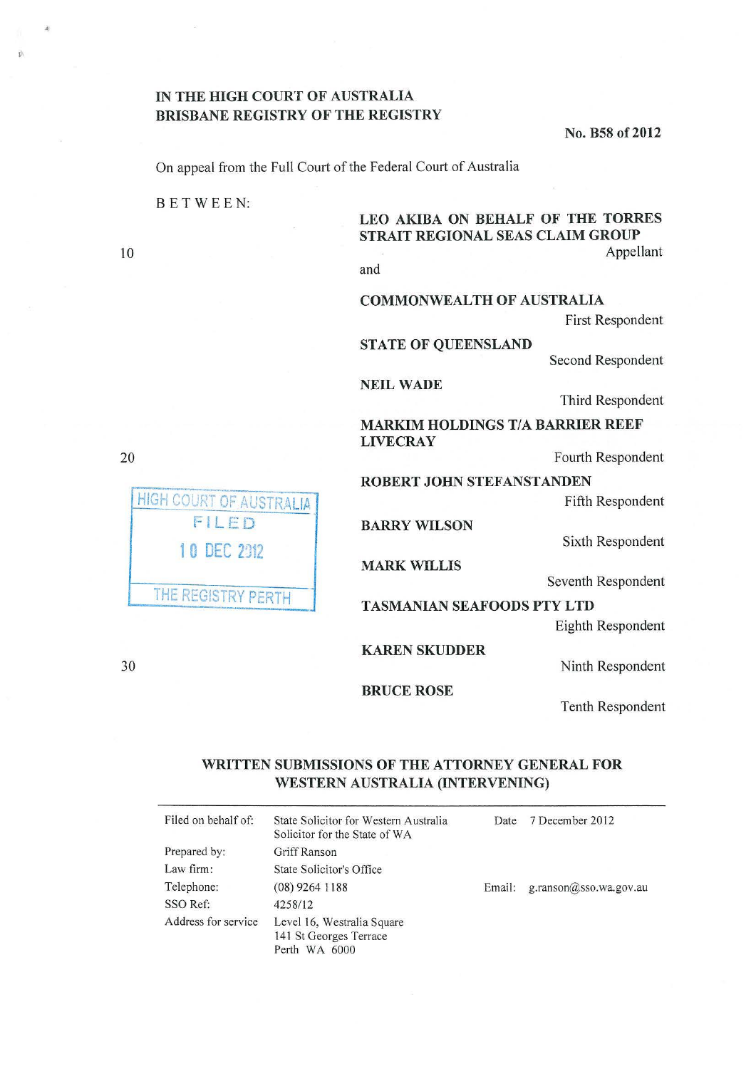**IN THE HIGH COURT OF AUSTRALIA**
**BRISBANE REGISTRY OF THE REGISTRY**

**No. B58 of 2012**

On appeal from the Full Court of the Federal Court of Australia

BETWEEN:

**LEO AKIBA ON BEHALF OF THE TORRES STRAIT REGIONAL SEAS CLAIM GROUP**
Appellant

and

**COMMONWEALTH OF AUSTRALIA**
First Respondent

**STATE OF QUEENSLAND**
Second Respondent

**NEIL WADE**
Third Respondent

**MARKIM HOLDINGS T/A BARRIER REEF LIVECRAY**
Fourth Respondent

**ROBERT JOHN STEFANSTANDEN**
Fifth Respondent

**BARRY WILSON**
Sixth Respondent

**MARK WILLIS**
Seventh Respondent

**TASMANIAN SEAFOODS PTY LTD**
Eighth Respondent

**KAREN SKUDDER**
Ninth Respondent

**BRUCE ROSE**
Tenth Respondent

HIGH COURT OF AUSTRALIA
FILED
10 DEC 2012
THE REGISTRY PERTH

## WRITTEN SUBMISSIONS OF THE ATTORNEY GENERAL FOR WESTERN AUSTRALIA (INTERVENING)

| | | | |
|---|---|---|---|
| Filed on behalf of: | State Solicitor for Western Australia<br>Solicitor for the State of WA | Date | 7 December 2012 |
| Prepared by: | Griff Ranson | | |
| Law firm: | State Solicitor's Office | | |
| Telephone: | (08) 9264 1188 | Email: | g.ranson@sso.wa.gov.au |
| SSO Ref: | 4258/12 | | |
| Address for service | Level 16, Westralia Square<br>141 St Georges Terrace<br>Perth WA 6000 | | |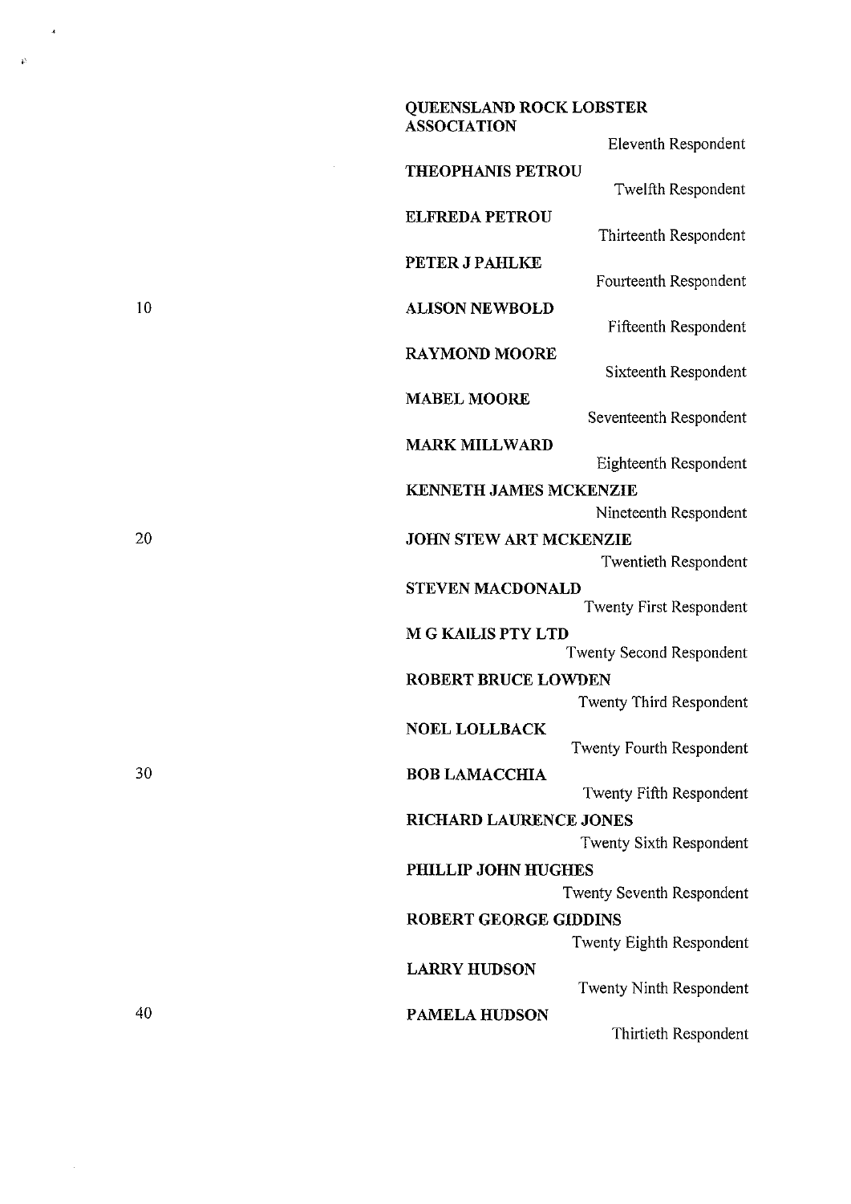**QUEENSLAND ROCK LOBSTER ASSOCIATION**
Eleventh Respondent

**THEOPHANIS PETROU**
Twelfth Respondent

**ELFREDA PETROU**
Thirteenth Respondent

**PETER J PAHLKE**
Fourteenth Respondent

**ALISON NEWBOLD**
Fifteenth Respondent

**RAYMOND MOORE**
Sixteenth Respondent

**MABEL MOORE**
Seventeenth Respondent

**MARK MILLWARD**
Eighteenth Respondent

**KENNETH JAMES MCKENZIE**
Nineteenth Respondent

**JOHN STEW ART MCKENZIE**
Twentieth Respondent

**STEVEN MACDONALD**
Twenty First Respondent

**M G KAILIS PTY LTD**
Twenty Second Respondent

**ROBERT BRUCE LOWDEN**
Twenty Third Respondent

**NOEL LOLLBACK**
Twenty Fourth Respondent

**BOB LAMACCHIA**
Twenty Fifth Respondent

**RICHARD LAURENCE JONES**
Twenty Sixth Respondent

**PHILLIP JOHN HUGHES**
Twenty Seventh Respondent

**ROBERT GEORGE GIDDINS**
Twenty Eighth Respondent

**LARRY HUDSON**
Twenty Ninth Respondent

**PAMELA HUDSON**
Thirtieth Respondent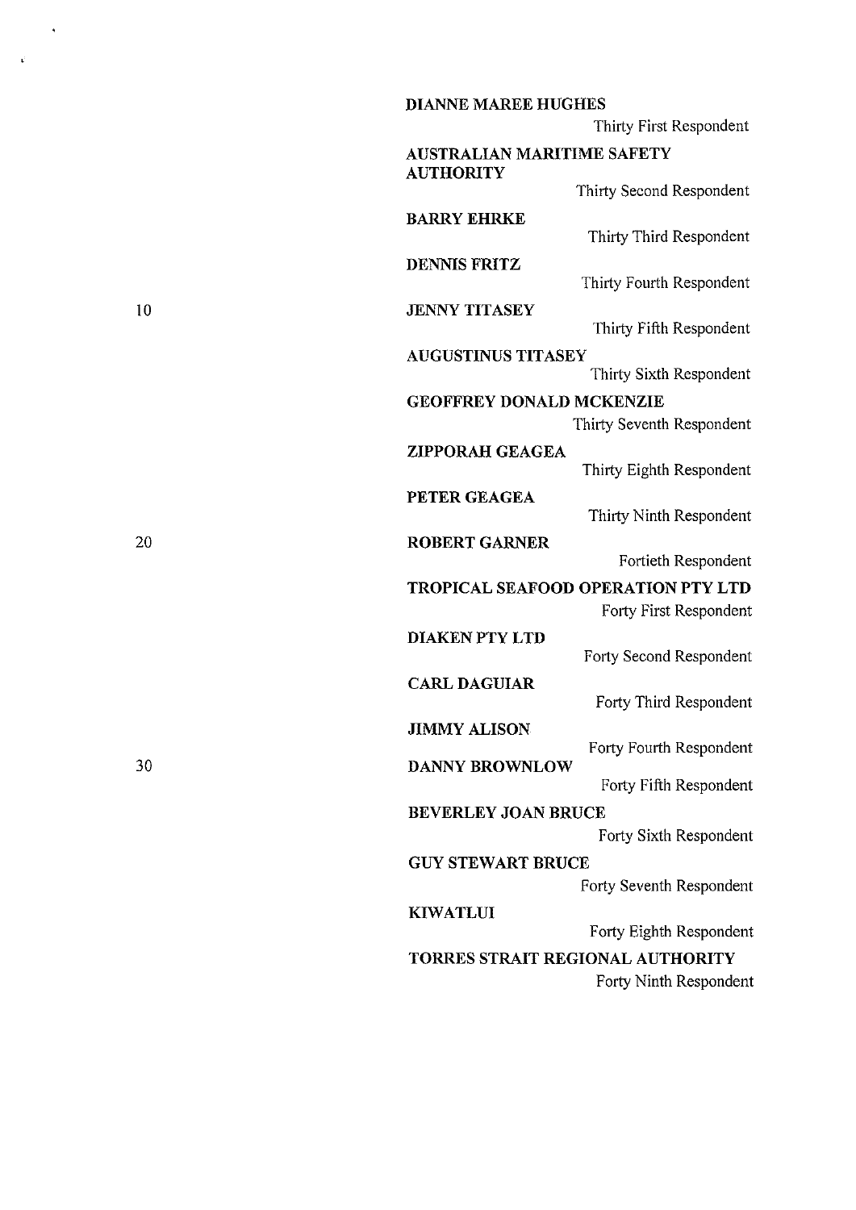**DIANNE MAREE HUGHES**
Thirty First Respondent

**AUSTRALIAN MARITIME SAFETY AUTHORITY**
Thirty Second Respondent

**BARRY EHRKE**
Thirty Third Respondent

**DENNIS FRITZ**
Thirty Fourth Respondent

**JENNY TITASEY**
Thirty Fifth Respondent

**AUGUSTINUS TITASEY**
Thirty Sixth Respondent

**GEOFFREY DONALD MCKENZIE**
Thirty Seventh Respondent

**ZIPPORAH GEAGEA**
Thirty Eighth Respondent

**PETER GEAGEA**
Thirty Ninth Respondent

**ROBERT GARNER**
Fortieth Respondent

**TROPICAL SEAFOOD OPERATION PTY LTD**
Forty First Respondent

**DIAKEN PTY LTD**
Forty Second Respondent

**CARL DAGUIAR**
Forty Third Respondent

**JIMMY ALISON**
Forty Fourth Respondent

**DANNY BROWNLOW**
Forty Fifth Respondent

**BEVERLEY JOAN BRUCE**
Forty Sixth Respondent

**GUY STEWART BRUCE**
Forty Seventh Respondent

**KIWATLUI**
Forty Eighth Respondent

**TORRES STRAIT REGIONAL AUTHORITY**
Forty Ninth Respondent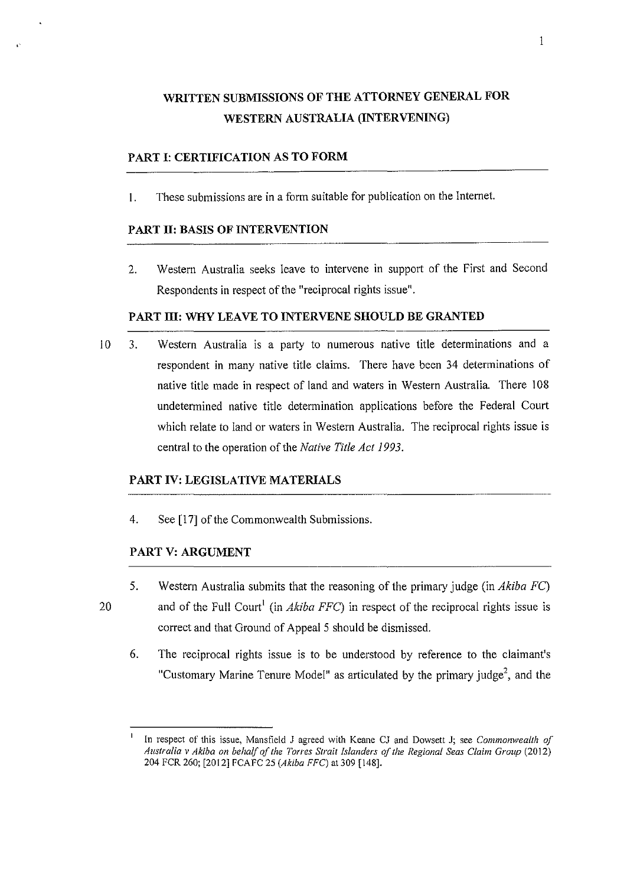# WRITTEN SUBMISSIONS OF THE ATTORNEY GENERAL FOR WESTERN AUSTRALIA (INTERVENING)

## PART I: CERTIFICATION AS TO FORM

1. These submissions are in a form suitable for publication on the Internet.

## PART II: BASIS OF INTERVENTION

2. Western Australia seeks leave to intervene in support of the First and Second Respondents in respect of the "reciprocal rights issue".

## PART III: WHY LEAVE TO INTERVENE SHOULD BE GRANTED

3. Western Australia is a party to numerous native title determinations and a respondent in many native title claims. There have been 34 determinations of native title made in respect of land and waters in Western Australia. There 108 undetermined native title determination applications before the Federal Court which relate to land or waters in Western Australia. The reciprocal rights issue is central to the operation of the *Native Title Act 1993*.

## PART IV: LEGISLATIVE MATERIALS

4. See [17] of the Commonwealth Submissions.

## PART V: ARGUMENT

5. Western Australia submits that the reasoning of the primary judge (in *Akiba FC*) and of the Full Court[1] (in *Akiba FFC*) in respect of the reciprocal rights issue is correct and that Ground of Appeal 5 should be dismissed.

6. The reciprocal rights issue is to be understood by reference to the claimant's "Customary Marine Tenure Model" as articulated by the primary judge[2], and the

---

[1] In respect of this issue, Mansfield J agreed with Keane CJ and Dowsett J; see *Commonwealth of Australia v Akiba on behalf of the Torres Strait Islanders of the Regional Seas Claim Group* (2012) 204 FCR 260; [2012] FCAFC 25 (*Akiba FFC*) at 309 [148].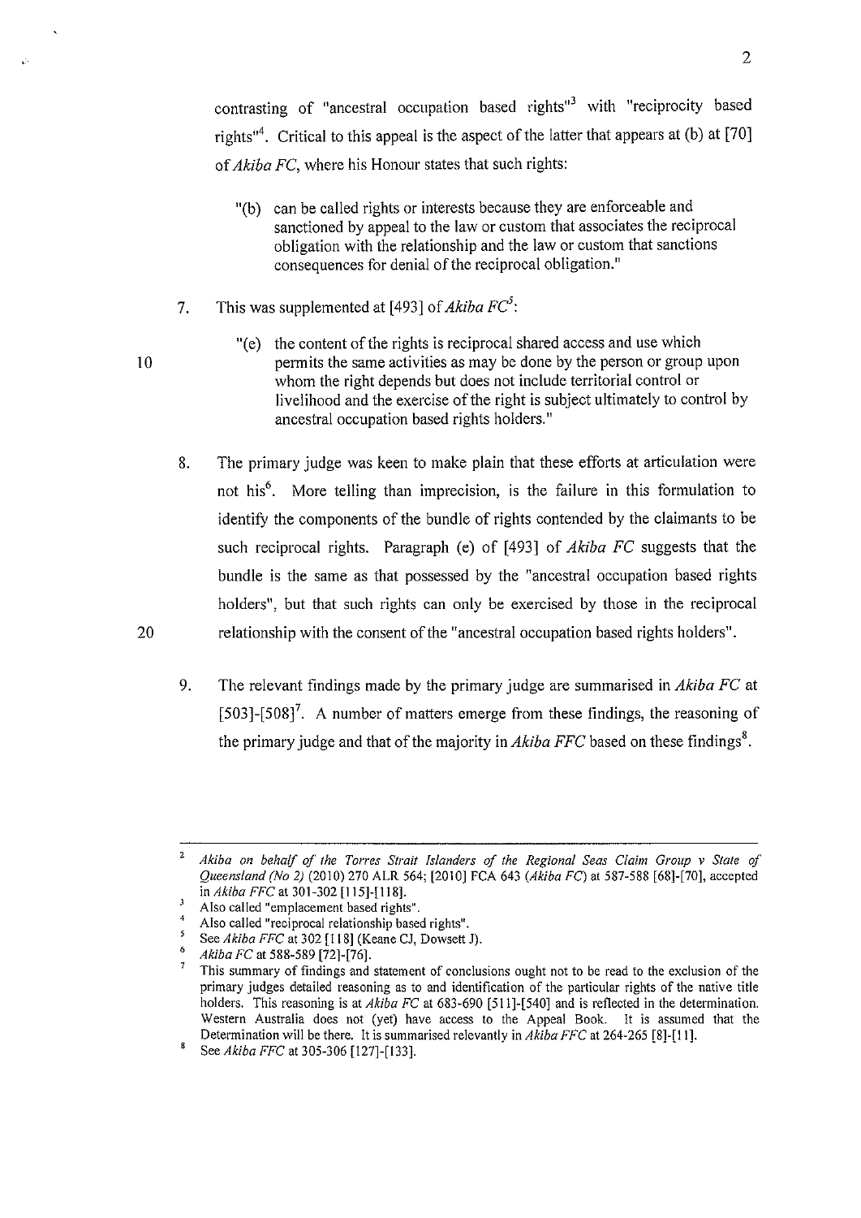contrasting of "ancestral occupation based rights"[3] with "reciprocity based rights"[4]. Critical to this appeal is the aspect of the latter that appears at (b) at [70] of *Akiba FC*, where his Honour states that such rights:

> "(b) can be called rights or interests because they are enforceable and sanctioned by appeal to the law or custom that associates the reciprocal obligation with the relationship and the law or custom that sanctions consequences for denial of the reciprocal obligation."

7. This was supplemented at [493] of *Akiba FC*[5]:

> "(e) the content of the rights is reciprocal shared access and use which permits the same activities as may be done by the person or group upon whom the right depends but does not include territorial control or livelihood and the exercise of the right is subject ultimately to control by ancestral occupation based rights holders."

8. The primary judge was keen to make plain that these efforts at articulation were not his[6]. More telling than imprecision, is the failure in this formulation to identify the components of the bundle of rights contended by the claimants to be such reciprocal rights. Paragraph (e) of [493] of *Akiba FC* suggests that the bundle is the same as that possessed by the "ancestral occupation based rights holders", but that such rights can only be exercised by those in the reciprocal relationship with the consent of the "ancestral occupation based rights holders".

9. The relevant findings made by the primary judge are summarised in *Akiba FC* at [503]-[508][7]. A number of matters emerge from these findings, the reasoning of the primary judge and that of the majority in *Akiba FFC* based on these findings[8].

---

2 *Akiba on behalf of the Torres Strait Islanders of the Regional Seas Claim Group v State of Queensland (No 2)* (2010) 270 ALR 564; [2010] FCA 643 (*Akiba FC*) at 587-588 [68]-[70], accepted in *Akiba FFC* at 301-302 [115]-[118].

3 Also called "emplacement based rights".

4 Also called "reciprocal relationship based rights".

5 See *Akiba FFC* at 302 [118] (Keane CJ, Dowsett J).

6 *Akiba FC* at 588-589 [72]-[76].

7 This summary of findings and statement of conclusions ought not to be read to the exclusion of the primary judges detailed reasoning as to and identification of the particular rights of the native title holders. This reasoning is at *Akiba FC* at 683-690 [511]-[540] and is reflected in the determination. Western Australia does not (yet) have access to the Appeal Book. It is assumed that the Determination will be there. It is summarised relevantly in *Akiba FFC* at 264-265 [8]-[11].

8 See *Akiba FFC* at 305-306 [127]-[133].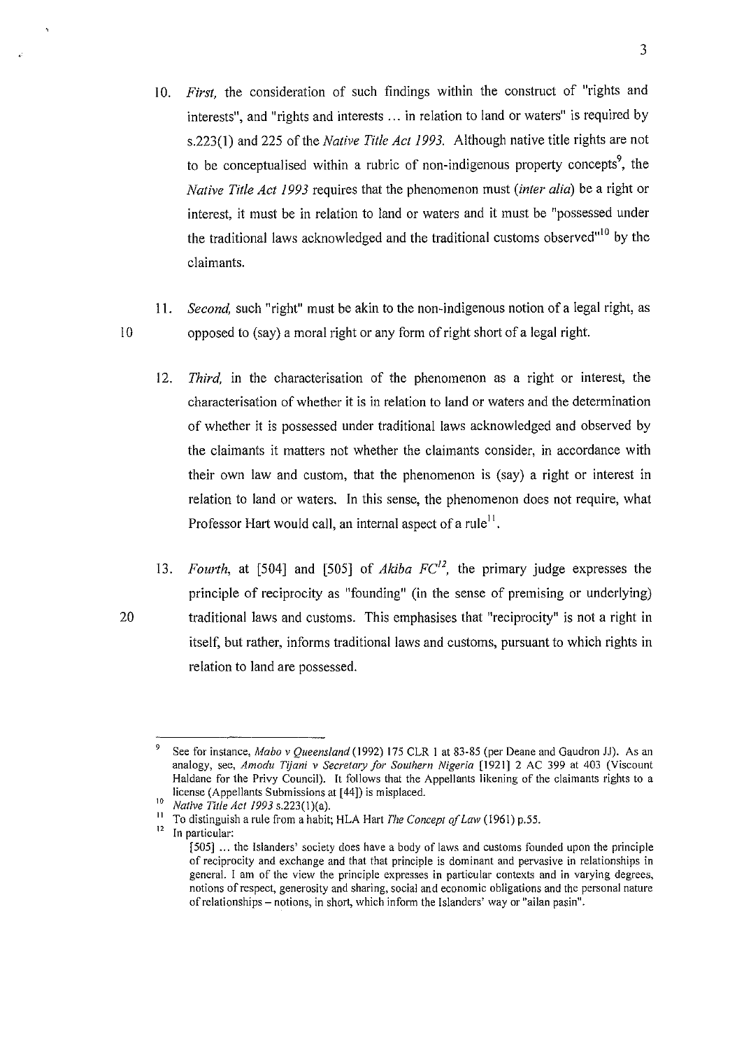10. *First,* the consideration of such findings within the construct of "rights and interests", and "rights and interests ... in relation to land or waters" is required by s.223(1) and 225 of the *Native Title Act 1993.* Although native title rights are not to be conceptualised within a rubric of non-indigenous property concepts[9], the *Native Title Act 1993* requires that the phenomenon must (*inter alia*) be a right or interest, it must be in relation to land or waters and it must be "possessed under the traditional laws acknowledged and the traditional customs observed"[10] by the claimants.

11. *Second,* such "right" must be akin to the non-indigenous notion of a legal right, as opposed to (say) a moral right or any form of right short of a legal right.

12. *Third,* in the characterisation of the phenomenon as a right or interest, the characterisation of whether it is in relation to land or waters and the determination of whether it is possessed under traditional laws acknowledged and observed by the claimants it matters not whether the claimants consider, in accordance with their own law and custom, that the phenomenon is (say) a right or interest in relation to land or waters. In this sense, the phenomenon does not require, what Professor Hart would call, an internal aspect of a rule[11].

13. *Fourth,* at [504] and [505] of *Akiba FC*[12], the primary judge expresses the principle of reciprocity as "founding" (in the sense of premising or underlying) traditional laws and customs. This emphasises that "reciprocity" is not a right in itself, but rather, informs traditional laws and customs, pursuant to which rights in relation to land are possessed.

---

[9] See for instance, *Mabo v Queensland* (1992) 175 CLR 1 at 83-85 (per Deane and Gaudron JJ). As an analogy, see, *Amodu Tijani v Secretary for Southern Nigeria* [1921] 2 AC 399 at 403 (Viscount Haldane for the Privy Council). It follows that the Appellants likening of the claimants rights to a license (Appellants Submissions at [44]) is misplaced.

[10] *Native Title Act 1993* s.223(1)(a).

[11] To distinguish a rule from a habit; HLA Hart *The Concept of Law* (1961) p.55.

[12] In particular:

> [505] ... the Islanders' society does have a body of laws and customs founded upon the principle of reciprocity and exchange and that that principle is dominant and pervasive in relationships in general. I am of the view the principle expresses in particular contexts and in varying degrees, notions of respect, generosity and sharing, social and economic obligations and the personal nature of relationships – notions, in short, which inform the Islanders' way or "ailan pasin".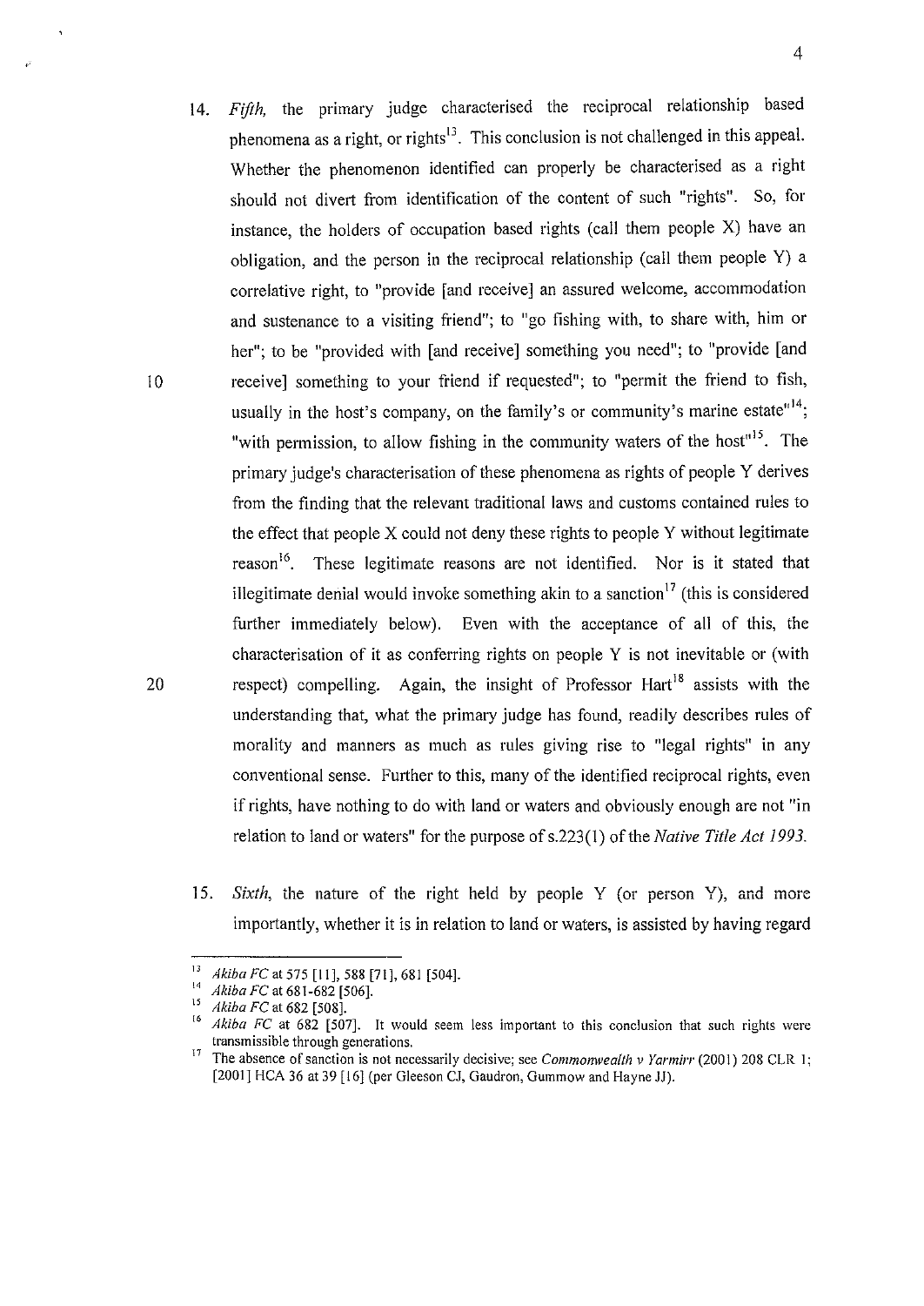14. *Fifth,* the primary judge characterised the reciprocal relationship based phenomena as a right, or rights[13]. This conclusion is not challenged in this appeal. Whether the phenomenon identified can properly be characterised as a right should not divert from identification of the content of such "rights". So, for instance, the holders of occupation based rights (call them people X) have an obligation, and the person in the reciprocal relationship (call them people Y) a correlative right, to "provide [and receive] an assured welcome, accommodation and sustenance to a visiting friend"; to "go fishing with, to share with, him or her"; to be "provided with [and receive] something you need"; to "provide [and receive] something to your friend if requested"; to "permit the friend to fish, usually in the host's company, on the family's or community's marine estate"[14]; "with permission, to allow fishing in the community waters of the host"[15]. The primary judge's characterisation of these phenomena as rights of people Y derives from the finding that the relevant traditional laws and customs contained rules to the effect that people X could not deny these rights to people Y without legitimate reason[16]. These legitimate reasons are not identified. Nor is it stated that illegitimate denial would invoke something akin to a sanction[17] (this is considered further immediately below). Even with the acceptance of all of this, the characterisation of it as conferring rights on people Y is not inevitable or (with respect) compelling. Again, the insight of Professor Hart[18] assists with the understanding that, what the primary judge has found, readily describes rules of morality and manners as much as rules giving rise to "legal rights" in any conventional sense. Further to this, many of the identified reciprocal rights, even if rights, have nothing to do with land or waters and obviously enough are not "in relation to land or waters" for the purpose of s.223(1) of the *Native Title Act 1993.*

15. *Sixth,* the nature of the right held by people Y (or person Y), and more importantly, whether it is in relation to land or waters, is assisted by having regard

---

[13] *Akiba FC* at 575 [11], 588 [71], 681 [504].

[14] *Akiba FC* at 681-682 [506].

[15] *Akiba FC* at 682 [508].

[16] *Akiba FC* at 682 [507]. It would seem less important to this conclusion that such rights were transmissible through generations.

[17] The absence of sanction is not necessarily decisive; see *Commonwealth v Yarmirr* (2001) 208 CLR 1; [2001] HCA 36 at 39 [16] (per Gleeson CJ, Gaudron, Gummow and Hayne JJ).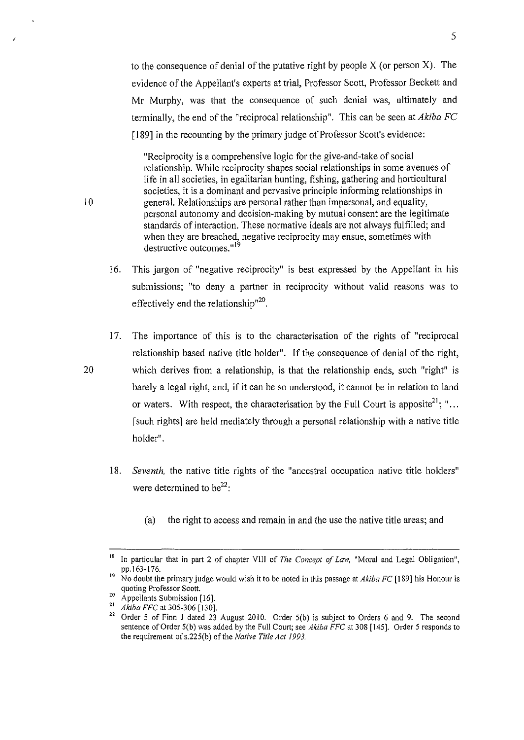to the consequence of denial of the putative right by people X (or person X). The evidence of the Appellant's experts at trial, Professor Scott, Professor Beckett and Mr Murphy, was that the consequence of such denial was, ultimately and terminally, the end of the "reciprocal relationship". This can be seen at *Akiba FC* [189] in the recounting by the primary judge of Professor Scott's evidence:

> "Reciprocity is a comprehensive logic for the give-and-take of social relationship. While reciprocity shapes social relationships in some avenues of life in all societies, in egalitarian hunting, fishing, gathering and horticultural societies, it is a dominant and pervasive principle informing relationships in general. Relationships are personal rather than impersonal, and equality, personal autonomy and decision-making by mutual consent are the legitimate standards of interaction. These normative ideals are not always fulfilled; and when they are breached, negative reciprocity may ensue, sometimes with destructive outcomes."[19]

16. This jargon of "negative reciprocity" is best expressed by the Appellant in his submissions; "to deny a partner in reciprocity without valid reasons was to effectively end the relationship"[20].

17. The importance of this is to the characterisation of the rights of "reciprocal relationship based native title holder". If the consequence of denial of the right, which derives from a relationship, is that the relationship ends, such "right" is barely a legal right, and, if it can be so understood, it cannot be in relation to land or waters. With respect, the characterisation by the Full Court is apposite[21]; "... [such rights] are held mediately through a personal relationship with a native title holder".

18. *Seventh,* the native title rights of the "ancestral occupation native title holders" were determined to be[22]:

    (a) the right to access and remain in and the use the native title areas; and

---

[18] In particular that in part 2 of chapter VIII of *The Concept of Law*, "Moral and Legal Obligation", pp.163-176.

[19] No doubt the primary judge would wish it to be noted in this passage at *Akiba FC* [189] his Honour is quoting Professor Scott.

[20] Appellants Submission [16].

[21] *Akiba FFC* at 305-306 [130].

[22] Order 5 of Finn J dated 23 August 2010. Order 5(b) is subject to Orders 6 and 9. The second sentence of Order 5(b) was added by the Full Court; see *Akiba FFC* at 308 [145]. Order 5 responds to the requirement of s.225(b) of the *Native Title Act 1993*.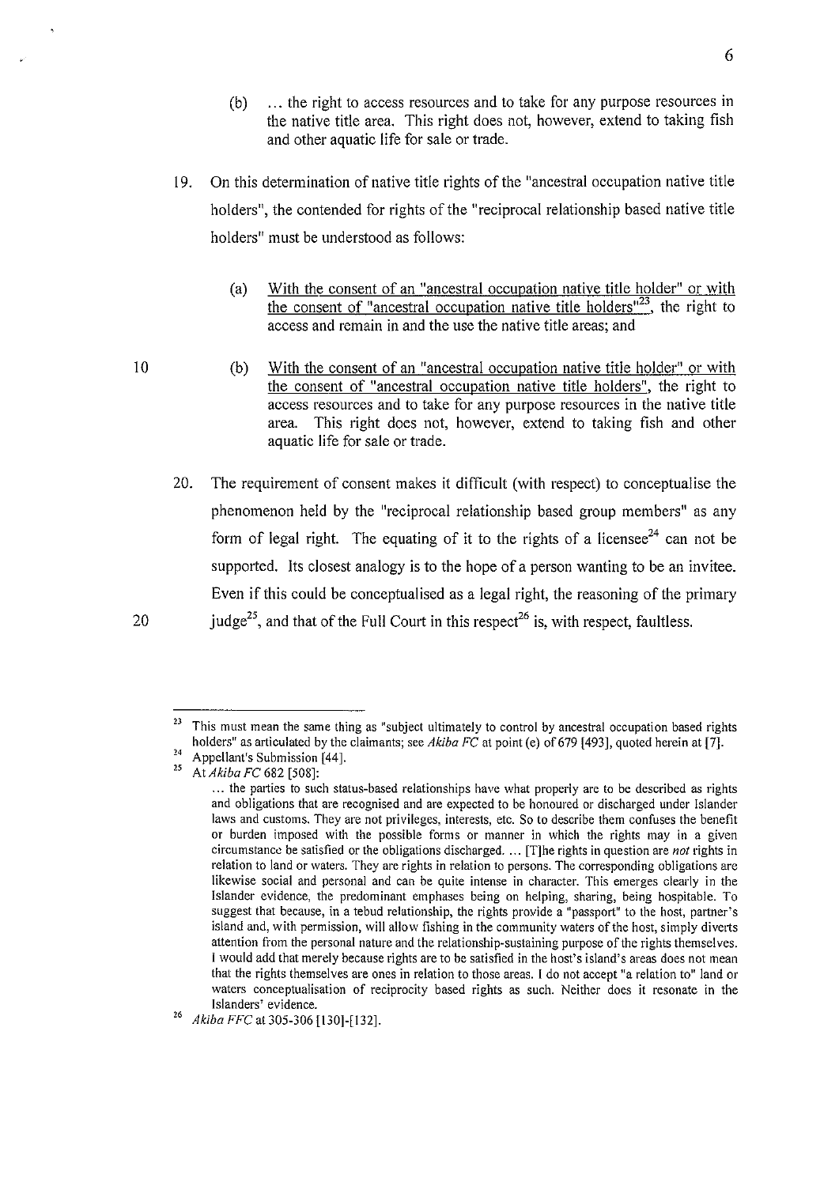(b) ... the right to access resources and to take for any purpose resources in the native title area. This right does not, however, extend to taking fish and other aquatic life for sale or trade.

19. On this determination of native title rights of the "ancestral occupation native title holders", the contended for rights of the "reciprocal relationship based native title holders" must be understood as follows:

(a) With the consent of an "ancestral occupation native title holder" or with the consent of "ancestral occupation native title holders"[23], the right to access and remain in and the use the native title areas; and

(b) With the consent of an "ancestral occupation native title holder" or with the consent of "ancestral occupation native title holders", the right to access resources and to take for any purpose resources in the native title area. This right does not, however, extend to taking fish and other aquatic life for sale or trade.

20. The requirement of consent makes it difficult (with respect) to conceptualise the phenomenon held by the "reciprocal relationship based group members" as any form of legal right. The equating of it to the rights of a licensee[24] can not be supported. Its closest analogy is to the hope of a person wanting to be an invitee. Even if this could be conceptualised as a legal right, the reasoning of the primary judge[25], and that of the Full Court in this respect[26] is, with respect, faultless.

---

[23] This must mean the same thing as "subject ultimately to control by ancestral occupation based rights holders" as articulated by the claimants; see *Akiba FC* at point (e) of 679 [493], quoted herein at [7].

[24] Appellant's Submission [44].

[25] At *Akiba FC* 682 [508]:

> ... the parties to such status-based relationships have what properly are to be described as rights and obligations that are recognised and are expected to be honoured or discharged under Islander laws and customs. They are not privileges, interests, etc. So to describe them confuses the benefit or burden imposed with the possible forms or manner in which the rights may in a given circumstance be satisfied or the obligations discharged. ... [T]he rights in question are *not* rights in relation to land or waters. They are rights in relation to persons. The corresponding obligations are likewise social and personal and can be quite intense in character. This emerges clearly in the Islander evidence, the predominant emphases being on helping, sharing, being hospitable. To suggest that because, in a tebud relationship, the rights provide a "passport" to the host, partner's island and, with permission, will allow fishing in the community waters of the host, simply diverts attention from the personal nature and the relationship-sustaining purpose of the rights themselves. I would add that merely because rights are to be satisfied in the host's island's areas does not mean that the rights themselves are ones in relation to those areas. I do not accept "a relation to" land or waters conceptualisation of reciprocity based rights as such. Neither does it resonate in the Islanders' evidence.

[26] *Akiba FFC* at 305-306 [130]-[132].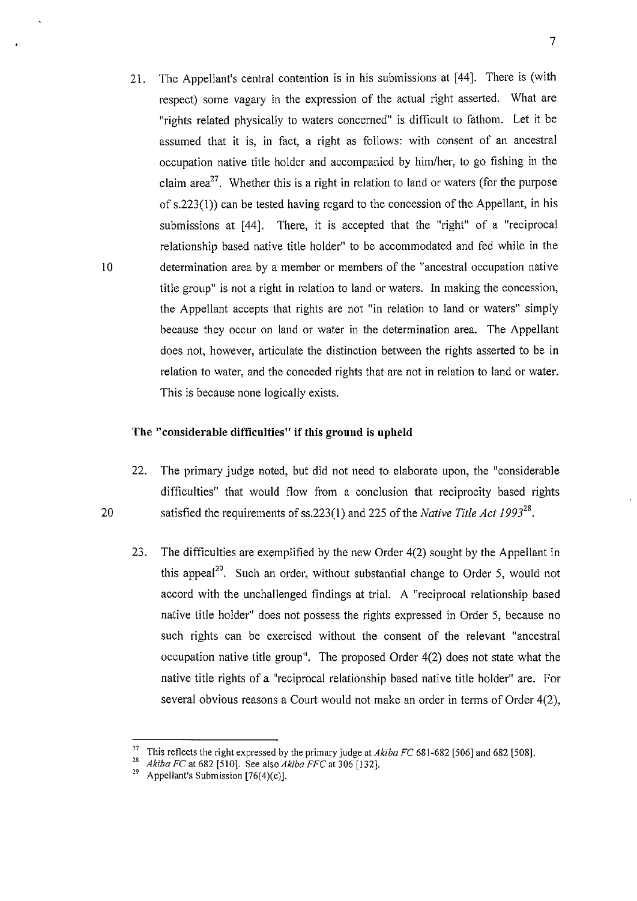21. The Appellant's central contention is in his submissions at [44]. There is (with respect) some vagary in the expression of the actual right asserted. What are "rights related physically to waters concerned" is difficult to fathom. Let it be assumed that it is, in fact, a right as follows: with consent of an ancestral occupation native title holder and accompanied by him/her, to go fishing in the claim area[27]. Whether this is a right in relation to land or waters (for the purpose of s.223(1)) can be tested having regard to the concession of the Appellant, in his submissions at [44]. There, it is accepted that the "right" of a "reciprocal relationship based native title holder" to be accommodated and fed while in the determination area by a member or members of the "ancestral occupation native title group" is not a right in relation to land or waters. In making the concession, the Appellant accepts that rights are not "in relation to land or waters" simply because they occur on land or water in the determination area. The Appellant does not, however, articulate the distinction between the rights asserted to be in relation to water, and the conceded rights that are not in relation to land or water. This is because none logically exists.

**The "considerable difficulties" if this ground is upheld**

22. The primary judge noted, but did not need to elaborate upon, the "considerable difficulties" that would flow from a conclusion that reciprocity based rights satisfied the requirements of ss.223(1) and 225 of the *Native Title Act 1993*[28].

23. The difficulties are exemplified by the new Order 4(2) sought by the Appellant in this appeal[29]. Such an order, without substantial change to Order 5, would not accord with the unchallenged findings at trial. A "reciprocal relationship based native title holder" does not possess the rights expressed in Order 5, because no such rights can be exercised without the consent of the relevant "ancestral occupation native title group". The proposed Order 4(2) does not state what the native title rights of a "reciprocal relationship based native title holder" are. For several obvious reasons a Court would not make an order in terms of Order 4(2),

---

[27] This reflects the right expressed by the primary judge at *Akiba FC* 681-682 [506] and 682 [508].

[28] *Akiba FC* at 682 [510]. See also *Akiba FFC* at 306 [132].

[29] Appellant's Submission [76(4)(c)].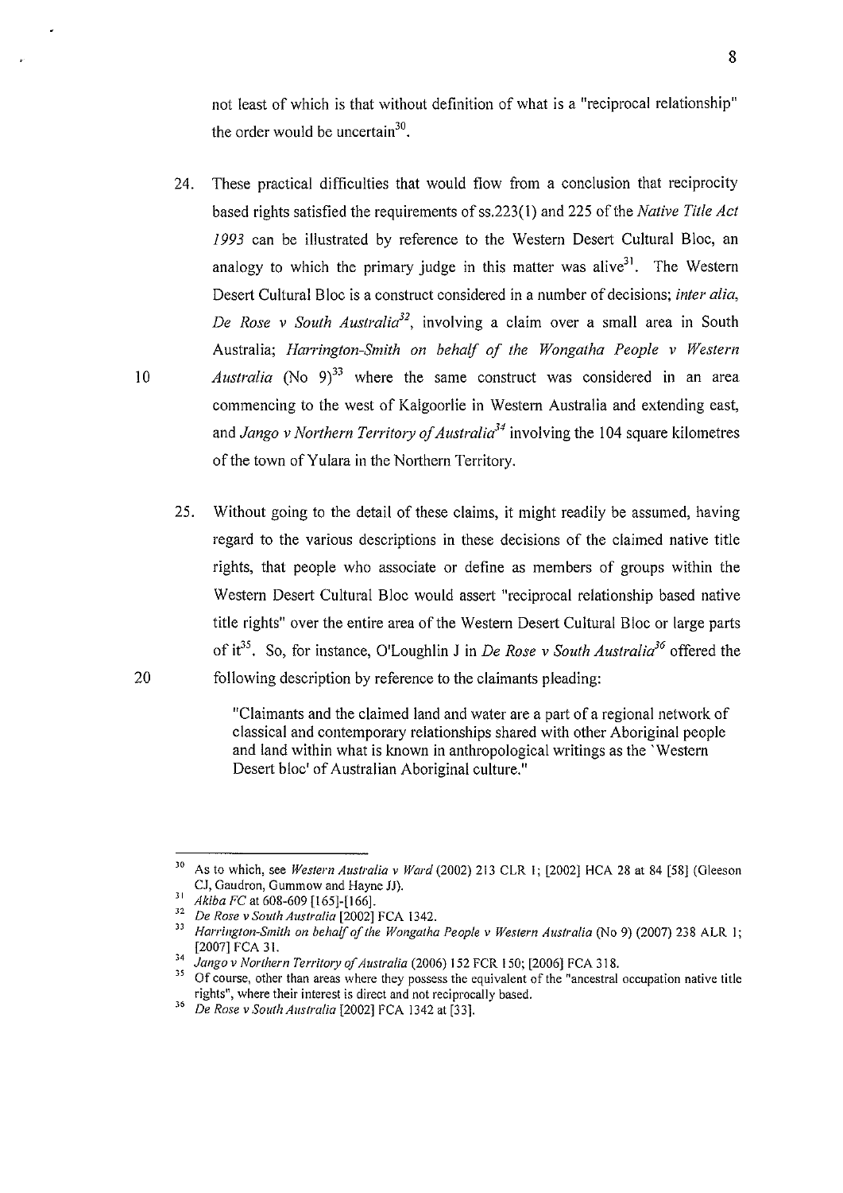not least of which is that without definition of what is a "reciprocal relationship" the order would be uncertain[30].

24. These practical difficulties that would flow from a conclusion that reciprocity based rights satisfied the requirements of ss.223(1) and 225 of the *Native Title Act 1993* can be illustrated by reference to the Western Desert Cultural Bloc, an analogy to which the primary judge in this matter was alive[31]. The Western Desert Cultural Bloc is a construct considered in a number of decisions; *inter alia*, *De Rose v South Australia*[32], involving a claim over a small area in South Australia; *Harrington-Smith on behalf of the Wongatha People v Western Australia* (No 9)[33] where the same construct was considered in an area commencing to the west of Kalgoorlie in Western Australia and extending east, and *Jango v Northern Territory of Australia*[34] involving the 104 square kilometres of the town of Yulara in the Northern Territory.

25. Without going to the detail of these claims, it might readily be assumed, having regard to the various descriptions in these decisions of the claimed native title rights, that people who associate or define as members of groups within the Western Desert Cultural Bloc would assert "reciprocal relationship based native title rights" over the entire area of the Western Desert Cultural Bloc or large parts of it[35]. So, for instance, O'Loughlin J in *De Rose v South Australia*[36] offered the following description by reference to the claimants pleading:

> "Claimants and the claimed land and water are a part of a regional network of classical and contemporary relationships shared with other Aboriginal people and land within what is known in anthropological writings as the `Western Desert bloc' of Australian Aboriginal culture."

---

[30] As to which, see *Western Australia v Ward* (2002) 213 CLR 1; [2002] HCA 28 at 84 [58] (Gleeson CJ, Gaudron, Gummow and Hayne JJ).

[31] *Akiba FC* at 608-609 [165]-[166].

[32] *De Rose v South Australia* [2002] FCA 1342.

[33] *Harrington-Smith on behalf of the Wongatha People v Western Australia* (No 9) (2007) 238 ALR 1; [2007] FCA 31.

[34] *Jango v Northern Territory of Australia* (2006) 152 FCR 150; [2006] FCA 318.

[35] Of course, other than areas where they possess the equivalent of the "ancestral occupation native title rights", where their interest is direct and not reciprocally based.

[36] *De Rose v South Australia* [2002] FCA 1342 at [33].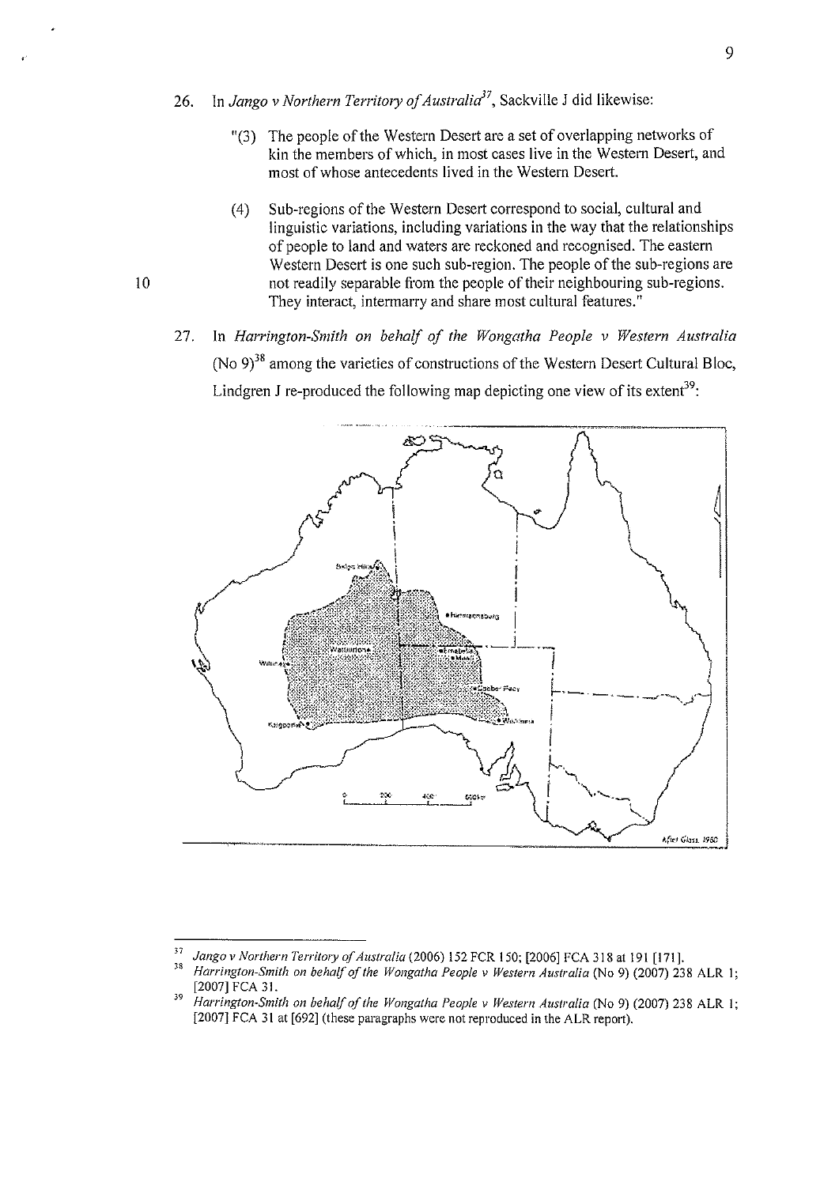26. In *Jango v Northern Territory of Australia*[37], Sackville J did likewise:

> "(3) The people of the Western Desert are a set of overlapping networks of kin the members of which, in most cases live in the Western Desert, and most of whose antecedents lived in the Western Desert.
>
> (4) Sub-regions of the Western Desert correspond to social, cultural and linguistic variations, including variations in the way that the relationships of people to land and waters are reckoned and recognised. The eastern Western Desert is one such sub-region. The people of the sub-regions are not readily separable from the people of their neighbouring sub-regions. They interact, intermarry and share most cultural features."

27. In *Harrington-Smith on behalf of the Wongatha People v Western Australia* (No 9)[38] among the varieties of constructions of the Western Desert Cultural Bloc, Lindgren J re-produced the following map depicting one view of its extent[39]:

After Glass, 1980

---

[37] *Jango v Northern Territory of Australia* (2006) 152 FCR 150; [2006] FCA 318 at 191 [171].

[38] *Harrington-Smith on behalf of the Wongatha People v Western Australia* (No 9) (2007) 238 ALR 1; [2007] FCA 31.

[39] *Harrington-Smith on behalf of the Wongatha People v Western Australia* (No 9) (2007) 238 ALR 1; [2007] FCA 31 at [692] (these paragraphs were not reproduced in the ALR report).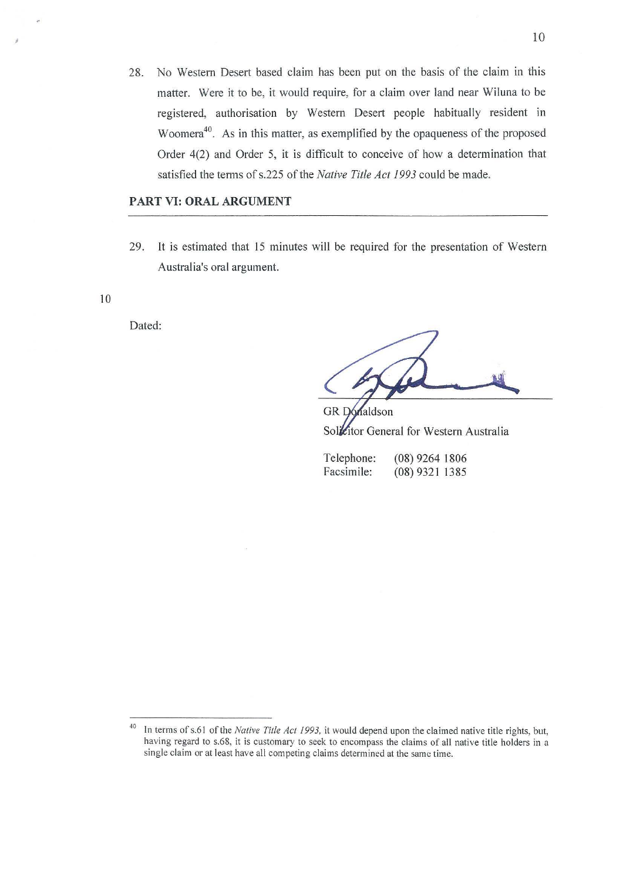28. No Western Desert based claim has been put on the basis of the claim in this matter. Were it to be, it would require, for a claim over land near Wiluna to be registered, authorisation by Western Desert people habitually resident in Woomera[40]. As in this matter, as exemplified by the opaqueness of the proposed Order 4(2) and Order 5, it is difficult to conceive of how a determination that satisfied the terms of s.225 of the *Native Title Act 1993* could be made.

## PART VI: ORAL ARGUMENT

29. It is estimated that 15 minutes will be required for the presentation of Western Australia's oral argument.

Dated:

GR Donaldson
Solicitor General for Western Australia

Telephone: (08) 9264 1806
Facsimile: (08) 9321 1385

[40] In terms of s.61 of the *Native Title Act 1993*, it would depend upon the claimed native title rights, but, having regard to s.68, it is customary to seek to encompass the claims of all native title holders in a single claim or at least have all competing claims determined at the same time.